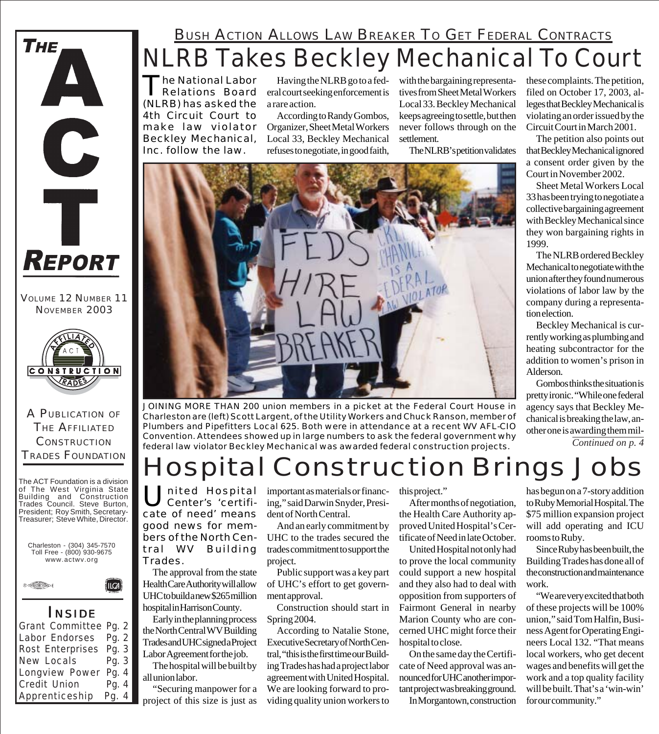# THE ACT REPORT

VOLUME 12 NUMBER 11
NOVEMBER 2003

A PUBLICATION OF THE AFFILIATED CONSTRUCTION TRADES FOUNDATION

The ACT Foundation is a division of The West Virginia State Building and Construction Trades Council. Steve Burton, President; Roy Smith, Secretary-Treasurer; Steve White, Director.

Charleston - (304) 345-7570
Toll Free - (800) 930-9675
www.actwv.org

## INSIDE

- Grant Committee Pg. 2
- Labor Endorses Pg. 2
- Rost Enterprises Pg. 3
- New Locals Pg. 3
- Longview Power Pg. 4
- Credit Union Pg. 4
- Apprenticeship Pg. 4

### BUSH ACTION ALLOWS LAW BREAKER TO GET FEDERAL CONTRACTS

# NLRB Takes Beckley Mechanical To Court

The National Labor Relations Board (NLRB) has asked the 4th Circuit Court to make law violator Beckley Mechanical, Inc. follow the law.

Having the NLRB go to a federal court seeking enforcement is a rare action.

According to Randy Gombos, Organizer, Sheet Metal Workers Local 33, Beckley Mechanical refuses to negotiate, in good faith, with the bargaining representatives from Sheet Metal Workers Local 33. Beckley Mechanical keeps agreeing to settle, but then never follows through on the settlement.

The NLRB's petition validates these complaints. The petition, filed on October 17, 2003, alleges that Beckley Mechanical is violating an order issued by the Circuit Court in March 2001.

The petition also points out that Beckley Mechanical ignored a consent order given by the Court in November 2002.

Sheet Metal Workers Local 33 has been trying to negotiate a collective bargaining agreement with Beckley Mechanical since they won bargaining rights in 1999.

The NLRB ordered Beckley Mechanical to negotiate with the union after they found numerous violations of labor law by the company during a representation election.

Beckley Mechanical is currently working as plumbing and heating subcontractor for the addition to women's prison in Alderson.

Gombos thinks the situation is pretty ironic. "While one federal agency says that Beckley Mechanical is breaking the law, another one is awarding them mil-

*Continued on p. 4*

JOINING MORE THAN 200 union members in a picket at the Federal Court House in Charleston are (left) Scott Largent, of the Utility Workers and Chuck Ranson, member of Plumbers and Pipefitters Local 625. Both were in attendance at a recent WV AFL-CIO Convention. Attendees showed up in large numbers to ask the federal government why federal law violator Beckley Mechanical was awarded federal construction projects.

# Hospital Construction Brings Jobs

United Hospital Center's 'certificate of need' means good news for members of the North Central WV Building Trades.

The approval from the state Health Care Authority will allow UHC to build a new $265 million hospital in Harrison County.

Early in the planning process the North Central WV Building Trades and UHC signed a Project Labor Agreement for the job.

The hospital will be built by all union labor.

"Securing manpower for a project of this size is just as important as materials or financing," said Darwin Snyder, President of North Central.

And an early commitment by UHC to the trades secured the trades commitment to support the project.

Public support was a key part of UHC's effort to get government approval.

Construction should start in Spring 2004.

According to Natalie Stone, Executive Secretary of North Central, "this is the first time our Building Trades has had a project labor agreement with United Hospital. We are looking forward to providing quality union workers to this project."

After months of negotiation, the Health Care Authority approved United Hospital's Certificate of Need in late October.

United Hospital not only had to prove the local community could support a new hospital and they also had to deal with opposition from supporters of Fairmont General in nearby Marion County who are concerned UHC might force their hospital to close.

On the same day the Certificate of Need approval was announced for UHC another important project was breaking ground.

In Morgantown, construction has begun on a 7-story addition to Ruby Memorial Hospital. The $75 million expansion project will add operating and ICU rooms to Ruby.

Since Ruby has been built, the Building Trades has done all of the construction and maintenance work.

"We are very excited that both of these projects will be 100% union," said Tom Halfin, Business Agent for Operating Engineers Local 132. "That means local workers, who get decent wages and benefits will get the work and a top quality facility will be built. That's a 'win-win' for our community."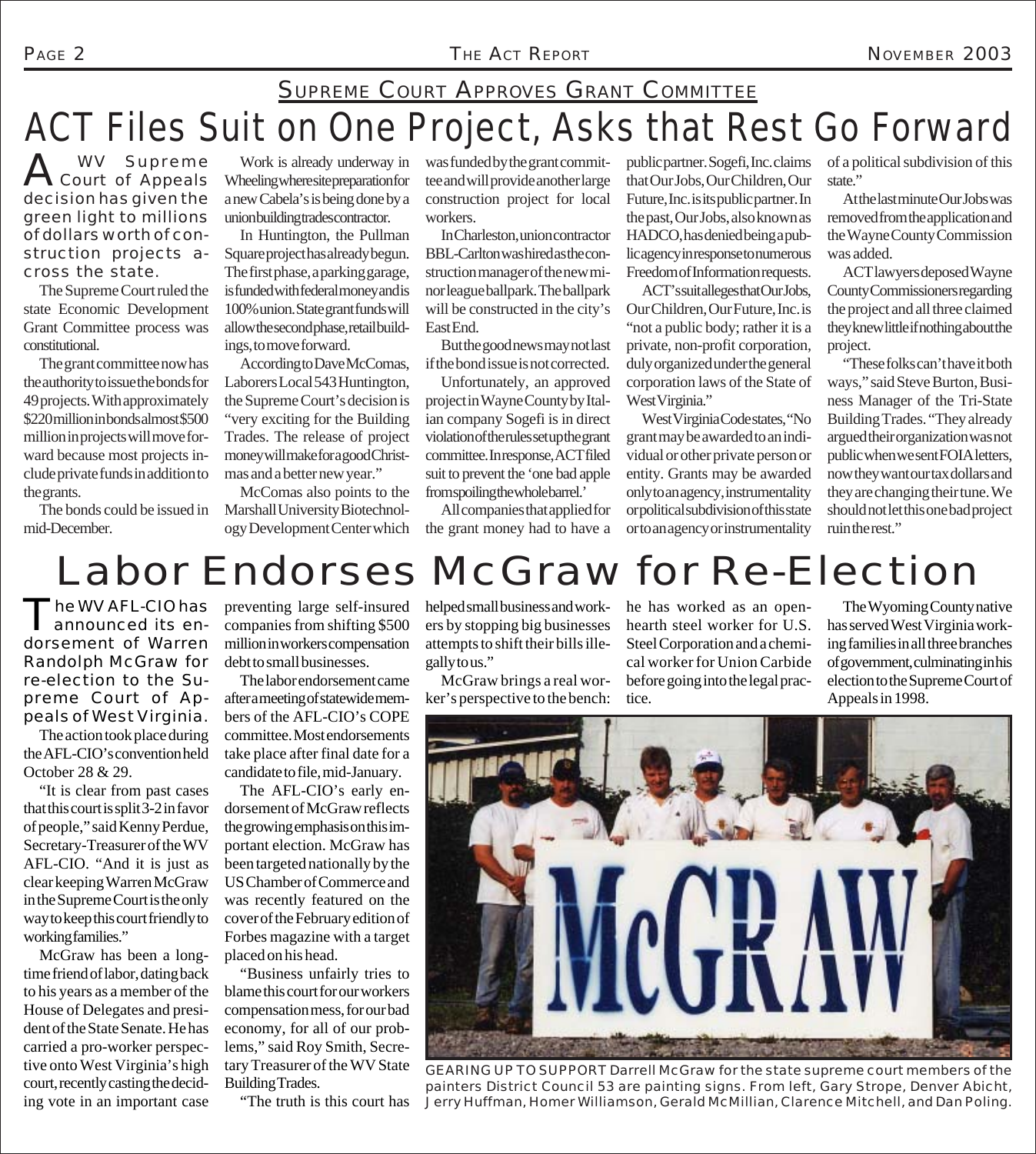## SUPREME COURT APPROVES GRANT COMMITTEE

# ACT Files Suit on One Project, Asks that Rest Go Forward

A WV Supreme Court of Appeals decision has given the green light to millions of dollars worth of construction projects across the state.

The Supreme Court ruled the state Economic Development Grant Committee process was constitutional.

The grant committee now has the authority to issue the bonds for 49 projects. With approximately $220 million in bonds almost $500 million in projects will move forward because most projects include private funds in addition to the grants.

The bonds could be issued in mid-December.

Work is already underway in Wheeling where site preparation for a new Cabela's is being done by a union building trades contractor.

In Huntington, the Pullman Square project has already begun. The first phase, a parking garage, is funded with federal money and is 100% union. State grant funds will allow the second phase, retail buildings, to move forward.

According to Dave McComas, Laborers Local 543 Huntington, the Supreme Court's decision is "very exciting for the Building Trades. The release of project money will make for a good Christmas and a better new year."

McComas also points to the Marshall University Biotechnology Development Center which was funded by the grant committee and will provide another large construction project for local workers.

In Charleston, union contractor BBL-Carlton was hired as the construction manager of the new minor league ballpark. The ballpark will be constructed in the city's East End.

But the good news may not last if the bond issue is not corrected.

Unfortunately, an approved project in Wayne County by Italian company Sogefi is in direct violation of the rules set up the grant committee. In response, ACT filed suit to prevent the 'one bad apple from spoiling the whole barrel.'

All companies that applied for the grant money had to have a public partner. Sogefi, Inc. claims that Our Jobs, Our Children, Our Future, Inc. is its public partner. In the past, Our Jobs, also known as HADCO, has denied being a public agency in response to numerous Freedom of Information requests.

ACT's suit alleges that Our Jobs, Our Children, Our Future, Inc. is "not a public body; rather it is a private, non-profit corporation, duly organized under the general corporation laws of the State of West Virginia."

West Virginia Code states, "No grant may be awarded to an individual or other private person or entity. Grants may be awarded only to an agency, instrumentality or political subdivision of this state or to an agency or instrumentality of a political subdivision of this state."

At the last minute Our Jobs was removed from the application and the Wayne County Commission was added.

ACT lawyers deposed Wayne County Commissioners regarding the project and all three claimed they knew little if nothing about the project.

"These folks can't have it both ways," said Steve Burton, Business Manager of the Tri-State Building Trades. "They already argued their organization was not public when we sent FOIA letters, now they want our tax dollars and they are changing their tune. We should not let this one bad project ruin the rest."

# Labor Endorses McGraw for Re-Election

The WV AFL-CIO has announced its endorsement of Warren Randolph McGraw for re-election to the Supreme Court of Appeals of West Virginia.

The action took place during the AFL-CIO's convention held October 28 & 29.

"It is clear from past cases that this court is split 3-2 in favor of people," said Kenny Perdue, Secretary-Treasurer of the WV AFL-CIO. "And it is just as clear keeping Warren McGraw in the Supreme Court is the only way to keep this court friendly to working families."

McGraw has been a longtime friend of labor, dating back to his years as a member of the House of Delegates and president of the State Senate. He has carried a pro-worker perspective onto West Virginia's high court, recently casting the deciding vote in an important case preventing large self-insured companies from shifting $500 million in workers compensation debt to small businesses.

The labor endorsement came after a meeting of statewide members of the AFL-CIO's COPE committee. Most endorsements take place after final date for a candidate to file, mid-January.

The AFL-CIO's early endorsement of McGraw reflects the growing emphasis on this important election. McGraw has been targeted nationally by the US Chamber of Commerce and was recently featured on the cover of the February edition of Forbes magazine with a target placed on his head.

"Business unfairly tries to blame this court for our workers compensation mess, for our bad economy, for all of our problems," said Roy Smith, Secretary Treasurer of the WV State Building Trades.

"The truth is this court has helped small business and workers by stopping big businesses attempts to shift their bills illegally to us."

McGraw brings a real worker's perspective to the bench: he has worked as an open-hearth steel worker for U.S. Steel Corporation and a chemical worker for Union Carbide before going into the legal practice.

The Wyoming County native has served West Virginia working families in all three branches of government, culminating in his election to the Supreme Court of Appeals in 1998.

GEARING UP TO SUPPORT Darrell McGraw for the state supreme court members of the painters District Council 53 are painting signs. From left, Gary Strope, Denver Abicht, Jerry Huffman, Homer Williamson, Gerald McMillian, Clarence Mitchell, and Dan Poling.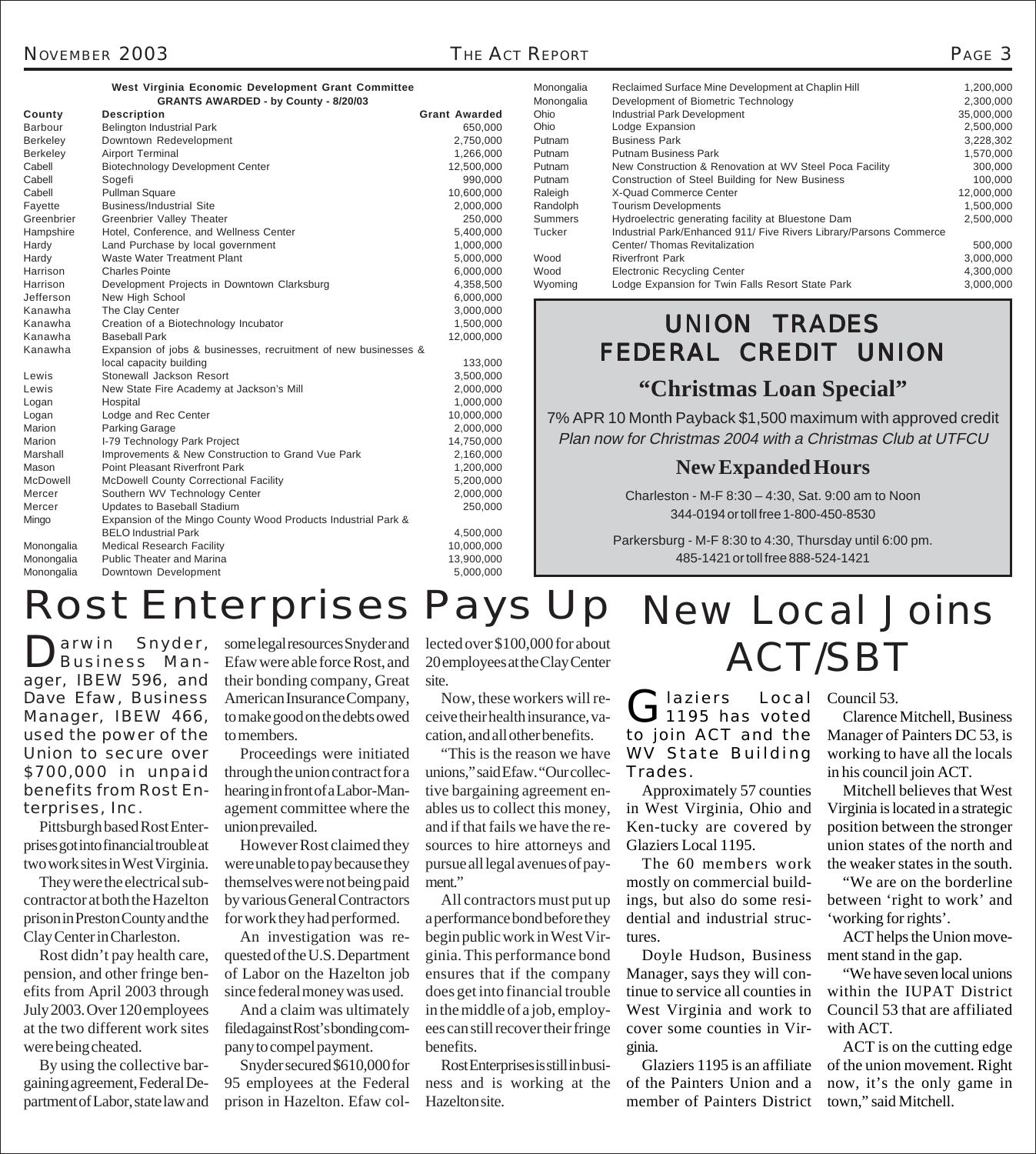**West Virginia Economic Development Grant Committee**
**GRANTS AWARDED - by County - 8/20/03**

| County | Description | Grant Awarded |
|---|---|---|
| Barbour | Belington Industrial Park | 650,000 |
| Berkeley | Downtown Redevelopment | 2,750,000 |
| Berkeley | Airport Terminal | 1,266,000 |
| Cabell | Biotechnology Development Center | 12,500,000 |
| Cabell | Sogefi | 990,000 |
| Cabell | Pullman Square | 10,600,000 |
| Fayette | Business/Industrial Site | 2,000,000 |
| Greenbrier | Greenbrier Valley Theater | 250,000 |
| Hampshire | Hotel, Conference, and Wellness Center | 5,400,000 |
| Hardy | Land Purchase by local government | 1,000,000 |
| Hardy | Waste Water Treatment Plant | 5,000,000 |
| Harrison | Charles Pointe | 6,000,000 |
| Harrison | Development Projects in Downtown Clarksburg | 4,358,500 |
| Jefferson | New High School | 6,000,000 |
| Kanawha | The Clay Center | 3,000,000 |
| Kanawha | Creation of a Biotechnology Incubator | 1,500,000 |
| Kanawha | Baseball Park | 12,000,000 |
| Kanawha | Expansion of jobs & businesses, recruitment of new businesses & local capacity building | 133,000 |
| Lewis | Stonewall Jackson Resort | 3,500,000 |
| Lewis | New State Fire Academy at Jackson's Mill | 2,000,000 |
| Logan | Hospital | 1,000,000 |
| Logan | Lodge and Rec Center | 10,000,000 |
| Marion | Parking Garage | 2,000,000 |
| Marion | I-79 Technology Park Project | 14,750,000 |
| Marshall | Improvements & New Construction to Grand Vue Park | 2,160,000 |
| Mason | Point Pleasant Riverfront Park | 1,200,000 |
| McDowell | McDowell County Correctional Facility | 5,200,000 |
| Mercer | Southern WV Technology Center | 2,000,000 |
| Mercer | Updates to Baseball Stadium | 250,000 |
| Mingo | Expansion of the Mingo County Wood Products Industrial Park & BELO Industrial Park | 4,500,000 |
| Monongalia | Medical Research Facility | 10,000,000 |
| Monongalia | Public Theater and Marina | 13,900,000 |
| Monongalia | Downtown Development | 5,000,000 |
| Monongalia | Reclaimed Surface Mine Development at Chaplin Hill | 1,200,000 |
| Monongalia | Development of Biometric Technology | 2,300,000 |
| Ohio | Industrial Park Development | 35,000,000 |
| Ohio | Lodge Expansion | 2,500,000 |
| Putnam | Business Park | 3,228,302 |
| Putnam | Putnam Business Park | 1,570,000 |
| Putnam | New Construction & Renovation at WV Steel Poca Facility | 300,000 |
| Putnam | Construction of Steel Building for New Business | 100,000 |
| Raleigh | X-Quad Commerce Center | 12,000,000 |
| Randolph | Tourism Developments | 1,500,000 |
| Summers | Hydroelectric generating facility at Bluestone Dam | 2,500,000 |
| Tucker | Industrial Park/Enhanced 911/ Five Rivers Library/Parsons Commerce Center/ Thomas Revitalization | 500,000 |
| Wood | Riverfront Park | 3,000,000 |
| Wood | Electronic Recycling Center | 4,300,000 |
| Wyoming | Lodge Expansion for Twin Falls Resort State Park | 3,000,000 |

## UNION TRADES FEDERAL CREDIT UNION

### "Christmas Loan Special"

7% APR 10 Month Payback $1,500 maximum with approved credit

*Plan now for Christmas 2004 with a Christmas Club at UTFCU*

### New Expanded Hours

Charleston - M-F 8:30 – 4:30, Sat. 9:00 am to Noon
344-0194 or toll free 1-800-450-8530

Parkersburg - M-F 8:30 to 4:30, Thursday until 6:00 pm.
485-1421 or toll free 888-524-1421

# Rost Enterprises Pays Up

Darwin Snyder, Business Manager, IBEW 596, and Dave Efaw, Business Manager, IBEW 466, used the power of the Union to secure over $700,000 in unpaid benefits from Rost Enterprises, Inc.

Pittsburgh based Rost Enterprises got into financial trouble at two work sites in West Virginia.

They were the electrical subcontractor at both the Hazelton prison in Preston County and the Clay Center in Charleston.

Rost didn't pay health care, pension, and other fringe benefits from April 2003 through July 2003. Over 120 employees at the two different work sites were being cheated.

By using the collective bargaining agreement, Federal Department of Labor, state law and some legal resources Snyder and Efaw were able force Rost, and their bonding company, Great American Insurance Company, to make good on the debts owed to members.

Proceedings were initiated through the union contract for a hearing in front of a Labor-Management committee where the union prevailed.

However Rost claimed they were unable to pay because they themselves were not being paid by various General Contractors for work they had performed.

An investigation was requested of the U.S. Department of Labor on the Hazelton job since federal money was used.

And a claim was ultimately filed against Rost's bonding company to compel payment.

Snyder secured $610,000 for 95 employees at the Federal prison in Hazelton. Efaw collected over $100,000 for about 20 employees at the Clay Center site.

Now, these workers will receive their health insurance, vacation, and all other benefits.

"This is the reason we have unions," said Efaw. "Our collective bargaining agreement enables us to collect this money, and if that fails we have the resources to hire attorneys and pursue all legal avenues of payment."

All contractors must put up a performance bond before they begin public work in West Virginia. This performance bond ensures that if the company does get into financial trouble in the middle of a job, employees can still recover their fringe benefits.

Rost Enterprises is still in business and is working at the Hazelton site.

# New Local Joins ACT/SBT

Glaziers Local 1195 has voted to join ACT and the WV State Building Trades.

Approximately 57 counties in West Virginia, Ohio and Ken-tucky are covered by Glaziers Local 1195.

The 60 members work mostly on commercial buildings, but also do some residential and industrial structures.

Doyle Hudson, Business Manager, says they will continue to service all counties in West Virginia and work to cover some counties in Virginia.

Glaziers 1195 is an affiliate of the Painters Union and a member of Painters District Council 53.

Clarence Mitchell, Business Manager of Painters DC 53, is working to have all the locals in his council join ACT.

Mitchell believes that West Virginia is located in a strategic position between the stronger union states of the north and the weaker states in the south.

"We are on the borderline between 'right to work' and 'working for rights'.

ACT helps the Union movement stand in the gap.

"We have seven local unions within the IUPAT District Council 53 that are affiliated with ACT.

ACT is on the cutting edge of the union movement. Right now, it's the only game in town," said Mitchell.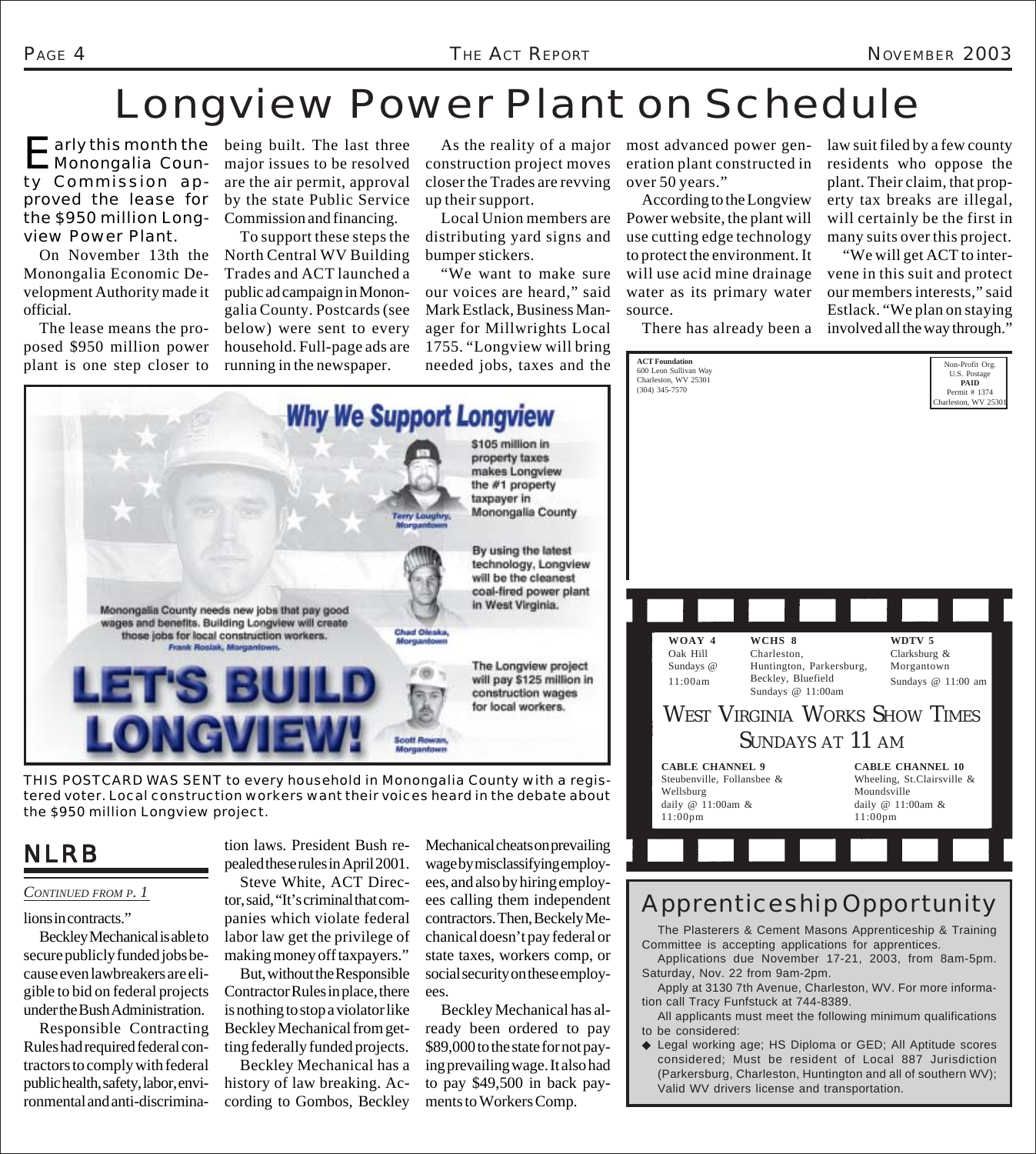# Longview Power Plant on Schedule

**Early this month the Monongalia County Commission approved the lease for the $950 million Longview Power Plant.**

On November 13th the Monongalia Economic Development Authority made it official.

The lease means the proposed $950 million power plant is one step closer to being built. The last three major issues to be resolved are the air permit, approval by the state Public Service Commission and financing.

To support these steps the North Central WV Building Trades and ACT launched a public ad campaign in Monongalia County. Postcards (see below) were sent to every household. Full-page ads are running in the newspaper.

As the reality of a major construction project moves closer the Trades are revving up their support.

Local Union members are distributing yard signs and bumper stickers.

"We want to make sure our voices are heard," said Mark Estlack, Business Manager for Millwrights Local 1755. "Longview will bring needed jobs, taxes and the most advanced power generation plant constructed in over 50 years."

According to the Longview Power website, the plant will use cutting edge technology to protect the environment. It will use acid mine drainage water as its primary water source.

There has already been a law suit filed by a few county residents who oppose the plant. Their claim, that property tax breaks are illegal, will certainly be the first in many suits over this project.

"We will get ACT to intervene in this suit and protect our members interests," said Estlack. "We plan on staying involved all the way through."

**Why We Support Longview**

$105 million in property taxes makes Longview the #1 property taxpayer in Monongalia County
Terry Loughry, Morgantown

By using the latest technology, Longview will be the cleanest coal-fired power plant in West Virginia.
Chad Oleska, Morgantown

The Longview project will pay $125 million in construction wages for local workers.
Scott Rowan, Morgantown

Monongalia County needs new jobs that pay good wages and benefits. Building Longview will create those jobs for local construction workers.
Frank Rosiak, Morgantown.

LET'S BUILD LONGVIEW!

THIS POSTCARD WAS SENT to every household in Monongalia County with a registered voter. Local construction workers want their voices heard in the debate about the $950 million Longview project.

## NLRB

*CONTINUED FROM P. 1*

lions in contracts."

Beckley Mechanical is able to secure publicly funded jobs because even lawbreakers are eligible to bid on federal projects under the Bush Administration.

Responsible Contracting Rules had required federal contractors to comply with federal public health, safety, labor, environmental and anti-discrimination laws. President Bush repealed these rules in April 2001.

Steve White, ACT Director, said, "It's criminal that companies which violate federal labor law get the privilege of making money off taxpayers."

But, without the Responsible Contractor Rules in place, there is nothing to stop a violator like Beckley Mechanical from getting federally funded projects.

Beckley Mechanical has a history of law breaking. According to Gombos, Beckley Mechanical cheats on prevailing wage by misclassifying employees, and also by hiring employees calling them independent contractors. Then, Beckely Mechanical doesn't pay federal or state taxes, workers comp, or social security on these employees.

Beckley Mechanical has already been ordered to pay $89,000 to the state for not paying prevailing wage. It also had to pay $49,500 in back payments to Workers Comp.

**ACT Foundation**
600 Leon Sullivan Way
Charleston, WV 25301
(304) 345-7570

Non-Profit Org.
U.S. Postage
**PAID**
Permit # 1374
Charleston, WV 25301

**WOAY 4**
Oak Hill
Sundays @ 11:00am

**WCHS 8**
Charleston, Huntington, Parkersburg, Beckley, Bluefield
Sundays @ 11:00am

**WDTV 5**
Clarksburg & Morgantown
Sundays @ 11:00 am

## West Virginia Works Show Times
### Sundays at 11 AM

**CABLE CHANNEL 9**
Steubenville, Follansbee & Wellsburg
daily @ 11:00am & 11:00pm

**CABLE CHANNEL 10**
Wheeling, St.Clairsville & Moundsville
daily @ 11:00am & 11:00pm

## Apprenticeship Opportunity

The Plasterers & Cement Masons Apprenticeship & Training Committee is accepting applications for apprentices.

Applications due November 17-21, 2003, from 8am-5pm. Saturday, Nov. 22 from 9am-2pm.

Apply at 3130 7th Avenue, Charleston, WV. For more information call Tracy Funfstuck at 744-8389.

All applicants must meet the following minimum qualifications to be considered:

- Legal working age; HS Diploma or GED; All Aptitude scores considered; Must be resident of Local 887 Jurisdiction (Parkersburg, Charleston, Huntington and all of southern WV); Valid WV drivers license and transportation.